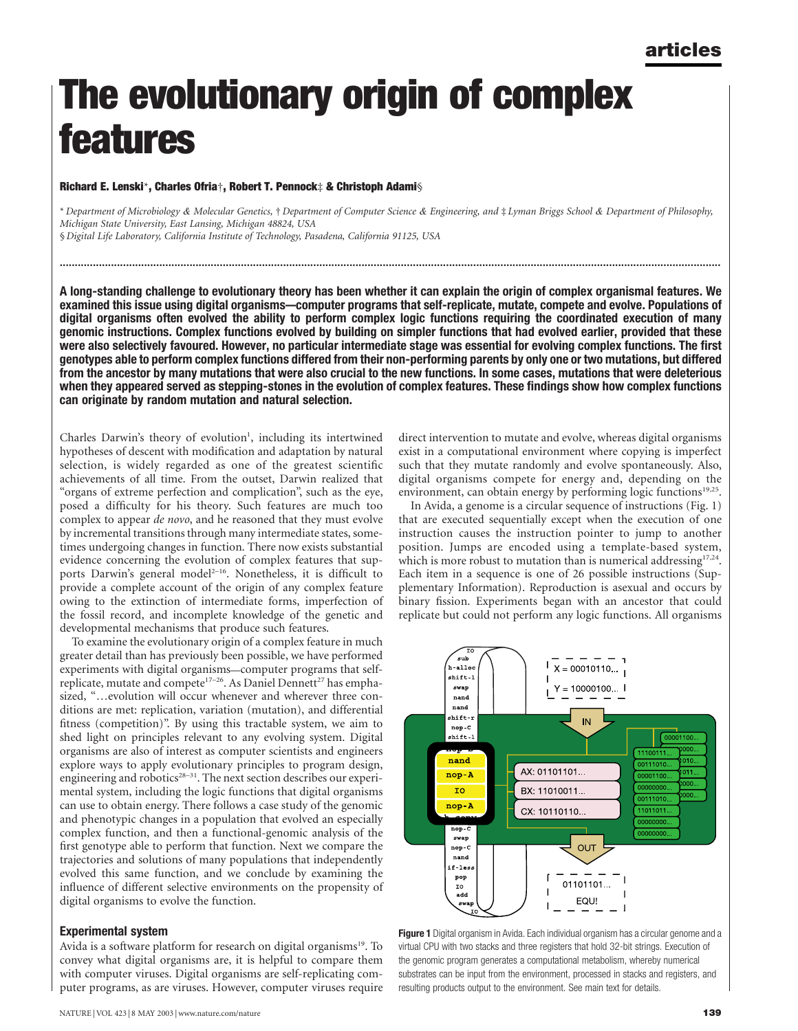# The evolutionary origin of complex features

**Richard E. Lenski\*, Charles Ofria†, Robert T. Pennock‡ & Christoph Adami§**

*\* Department of Microbiology & Molecular Genetics, † Department of Computer Science & Engineering, and ‡ Lyman Briggs School & Department of Philosophy, Michigan State University, East Lansing, Michigan 48824, USA*
*§ Digital Life Laboratory, California Institute of Technology, Pasadena, California 91125, USA*

**A long-standing challenge to evolutionary theory has been whether it can explain the origin of complex organismal features. We examined this issue using digital organisms—computer programs that self-replicate, mutate, compete and evolve. Populations of digital organisms often evolved the ability to perform complex logic functions requiring the coordinated execution of many genomic instructions. Complex functions evolved by building on simpler functions that had evolved earlier, provided that these were also selectively favoured. However, no particular intermediate stage was essential for evolving complex functions. The first genotypes able to perform complex functions differed from their non-performing parents by only one or two mutations, but differed from the ancestor by many mutations that were also crucial to the new functions. In some cases, mutations that were deleterious when they appeared served as stepping-stones in the evolution of complex features. These findings show how complex functions can originate by random mutation and natural selection.**

Charles Darwin's theory of evolution[1], including its intertwined hypotheses of descent with modification and adaptation by natural selection, is widely regarded as one of the greatest scientific achievements of all time. From the outset, Darwin realized that "organs of extreme perfection and complication", such as the eye, posed a difficulty for his theory. Such features are much too complex to appear *de novo*, and he reasoned that they must evolve by incremental transitions through many intermediate states, sometimes undergoing changes in function. There now exists substantial evidence concerning the evolution of complex features that supports Darwin's general model[2–16]. Nonetheless, it is difficult to provide a complete account of the origin of any complex feature owing to the extinction of intermediate forms, imperfection of the fossil record, and incomplete knowledge of the genetic and developmental mechanisms that produce such features.

To examine the evolutionary origin of a complex feature in much greater detail than has previously been possible, we have performed experiments with digital organisms—computer programs that self-replicate, mutate and compete[17–26]. As Daniel Dennett[27] has emphasized, "…evolution will occur whenever and wherever three conditions are met: replication, variation (mutation), and differential fitness (competition)". By using this tractable system, we aim to shed light on principles relevant to any evolving system. Digital organisms are also of interest as computer scientists and engineers explore ways to apply evolutionary principles to program design, engineering and robotics[28–31]. The next section describes our experimental system, including the logic functions that digital organisms can use to obtain energy. There follows a case study of the genomic and phenotypic changes in a population that evolved an especially complex function, and then a functional-genomic analysis of the first genotype able to perform that function. Next we compare the trajectories and solutions of many populations that independently evolved this same function, and we conclude by examining the influence of different selective environments on the propensity of digital organisms to evolve the function.

## Experimental system

Avida is a software platform for research on digital organisms[19]. To convey what digital organisms are, it is helpful to compare them with computer viruses. Digital organisms are self-replicating computer programs, as are viruses. However, computer viruses require direct intervention to mutate and evolve, whereas digital organisms exist in a computational environment where copying is imperfect such that they mutate randomly and evolve spontaneously. Also, digital organisms compete for energy and, depending on the environment, can obtain energy by performing logic functions[19,25].

In Avida, a genome is a circular sequence of instructions (Fig. 1) that are executed sequentially except when the execution of one instruction causes the instruction pointer to jump to another position. Jumps are encoded using a template-based system, which is more robust to mutation than is numerical addressing[17,24]. Each item in a sequence is one of 26 possible instructions (Supplementary Information). Reproduction is asexual and occurs by binary fission. Experiments began with an ancestor that could replicate but could not perform any logic functions. All organisms

IO
sub
h-alloc
shift-l
swap
nand
nand
shift-r
nop-C
shift-l
nand
nop-A
IO
nop-A
nop-C
swap
nop-C
nand
if-less
pop
IO
add
swap
IO

X = 00010110...
Y = 10000100...
IN
AX: 01101101...
BX: 11010011...
CX: 10110110...
11100111...
00111010...
00001100...
00000000...
00111010...
11011011...
00000000...
00000000...
00001100...
OUT
01101101...
EQU!

**Figure 1** Digital organism in Avida. Each individual organism has a circular genome and a virtual CPU with two stacks and three registers that hold 32-bit strings. Execution of the genomic program generates a computational metabolism, whereby numerical substrates can be input from the environment, processed in stacks and registers, and resulting products output to the environment. See main text for details.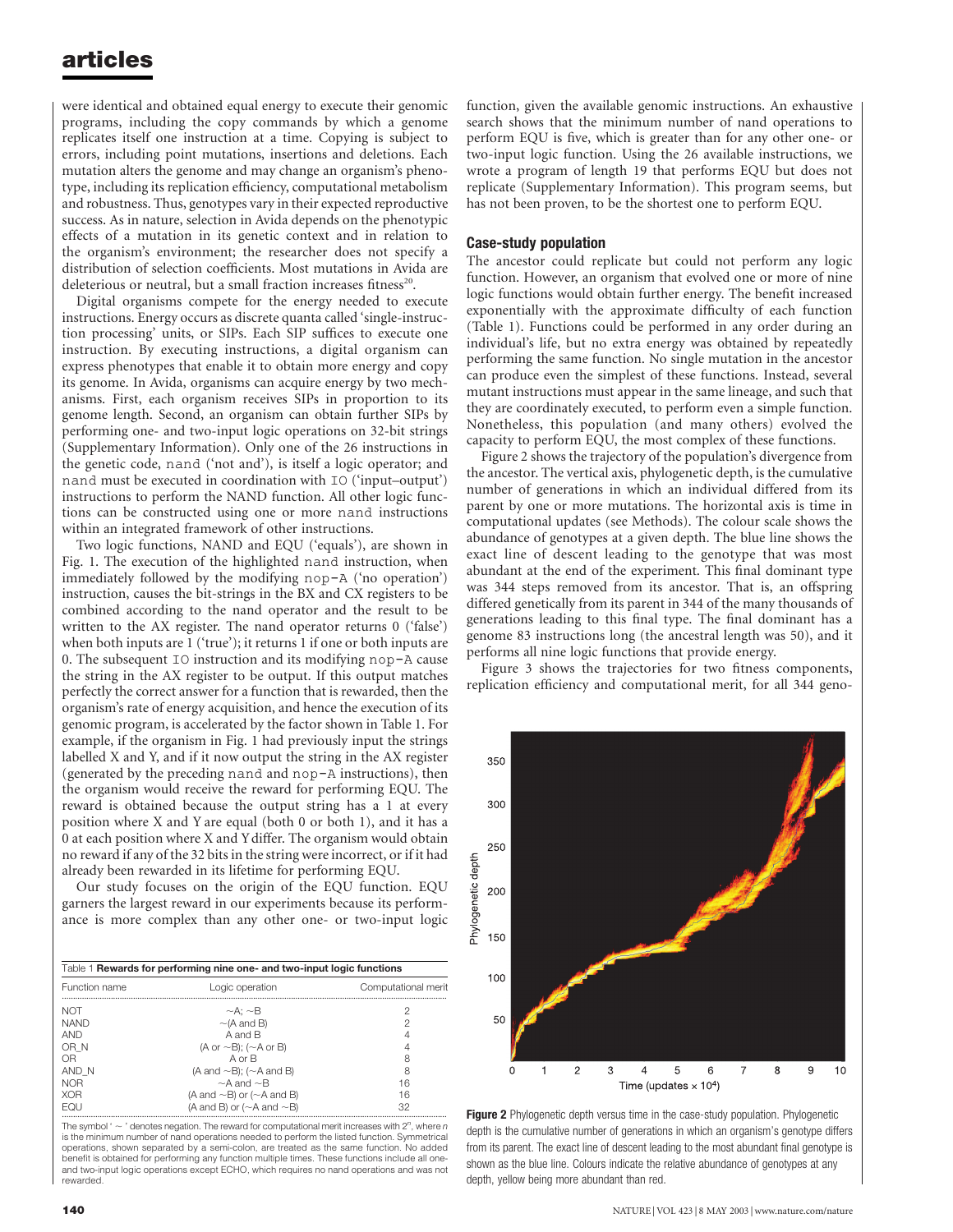were identical and obtained equal energy to execute their genomic programs, including the copy commands by which a genome replicates itself one instruction at a time. Copying is subject to errors, including point mutations, insertions and deletions. Each mutation alters the genome and may change an organism's phenotype, including its replication efficiency, computational metabolism and robustness. Thus, genotypes vary in their expected reproductive success. As in nature, selection in Avida depends on the phenotypic effects of a mutation in its genetic context and in relation to the organism's environment; the researcher does not specify a distribution of selection coefficients. Most mutations in Avida are deleterious or neutral, but a small fraction increases fitness[20].

Digital organisms compete for the energy needed to execute instructions. Energy occurs as discrete quanta called 'single-instruction processing' units, or SIPs. Each SIP suffices to execute one instruction. By executing instructions, a digital organism can express phenotypes that enable it to obtain more energy and copy its genome. In Avida, organisms can acquire energy by two mechanisms. First, each organism receives SIPs in proportion to its genome length. Second, an organism can obtain further SIPs by performing one- and two-input logic operations on 32-bit strings (Supplementary Information). Only one of the 26 instructions in the genetic code, `nand` ('not and'), is itself a logic operator; and `nand` must be executed in coordination with `IO` ('input–output') instructions to perform the NAND function. All other logic functions can be constructed using one or more `nand` instructions within an integrated framework of other instructions.

Two logic functions, NAND and EQU ('equals'), are shown in Fig. 1. The execution of the highlighted `nand` instruction, when immediately followed by the modifying `nop-A` ('no operation') instruction, causes the bit-strings in the BX and CX registers to be combined according to the nand operator and the result to be written to the AX register. The nand operator returns 0 ('false') when both inputs are 1 ('true'); it returns 1 if one or both inputs are 0. The subsequent `IO` instruction and its modifying `nop-A` cause the string in the AX register to be output. If this output matches perfectly the correct answer for a function that is rewarded, then the organism's rate of energy acquisition, and hence the execution of its genomic program, is accelerated by the factor shown in Table 1. For example, if the organism in Fig. 1 had previously input the strings labelled X and Y, and if it now output the string in the AX register (generated by the preceding `nand` and `nop-A` instructions), then the organism would receive the reward for performing EQU. The reward is obtained because the output string has a 1 at every position where X and Y are equal (both 0 or both 1), and it has a 0 at each position where X and Y differ. The organism would obtain no reward if any of the 32 bits in the string were incorrect, or if it had already been rewarded in its lifetime for performing EQU.

Our study focuses on the origin of the EQU function. EQU garners the largest reward in our experiments because its performance is more complex than any other one- or two-input logic function, given the available genomic instructions. An exhaustive search shows that the minimum number of nand operations to perform EQU is five, which is greater than for any other one- or two-input logic function. Using the 26 available instructions, we wrote a program of length 19 that performs EQU but does not replicate (Supplementary Information). This program seems, but has not been proven, to be the shortest one to perform EQU.

**Table 1 Rewards for performing nine one- and two-input logic functions**

| Function name | Logic operation | Computational merit |
|---|---|---|
| NOT | ~A; ~B | 2 |
| NAND | ~(A and B) | 2 |
| AND | A and B | 4 |
| OR_N | (A or ~B); (~A or B) | 4 |
| OR | A or B | 8 |
| AND_N | (A and ~B); (~A and B) | 8 |
| NOR | ~A and ~B | 16 |
| XOR | (A and ~B) or (~A and B) | 16 |
| EQU | (A and B) or (~A and ~B) | 32 |

The symbol '~' denotes negation. The reward for computational merit increases with $2^n$, where $n$ is the minimum number of nand operations needed to perform the listed function. Symmetrical operations, shown separated by a semi-colon, are treated as the same function. No added benefit is obtained for performing any function multiple times. These functions include all one- and two-input logic operations except ECHO, which requires no nand operations and was not rewarded.

## Case-study population

The ancestor could replicate but could not perform any logic function. However, an organism that evolved one or more of nine logic functions would obtain further energy. The benefit increased exponentially with the approximate difficulty of each function (Table 1). Functions could be performed in any order during an individual's life, but no extra energy was obtained by repeatedly performing the same function. No single mutation in the ancestor can produce even the simplest of these functions. Instead, several mutant instructions must appear in the same lineage, and such that they are coordinately executed, to perform even a simple function. Nonetheless, this population (and many others) evolved the capacity to perform EQU, the most complex of these functions.

Figure 2 shows the trajectory of the population's divergence from the ancestor. The vertical axis, phylogenetic depth, is the cumulative number of generations in which an individual differed from its parent by one or more mutations. The horizontal axis is time in computational updates (see Methods). The colour scale shows the abundance of genotypes at a given depth. The blue line shows the exact line of descent leading to the genotype that was most abundant at the end of the experiment. This final dominant type was 344 steps removed from its ancestor. That is, an offspring differed genetically from its parent in 344 of the many thousands of generations leading to this final type. The final dominant has a genome 83 instructions long (the ancestral length was 50), and it performs all nine logic functions that provide energy.

Figure 3 shows the trajectories for two fitness components, replication efficiency and computational merit, for all 344 geno-

**Figure 2** Phylogenetic depth versus time in the case-study population. Phylogenetic depth is the cumulative number of generations in which an organism's genotype differs from its parent. The exact line of descent leading to the most abundant final genotype is shown as the blue line. Colours indicate the relative abundance of genotypes at any depth, yellow being more abundant than red.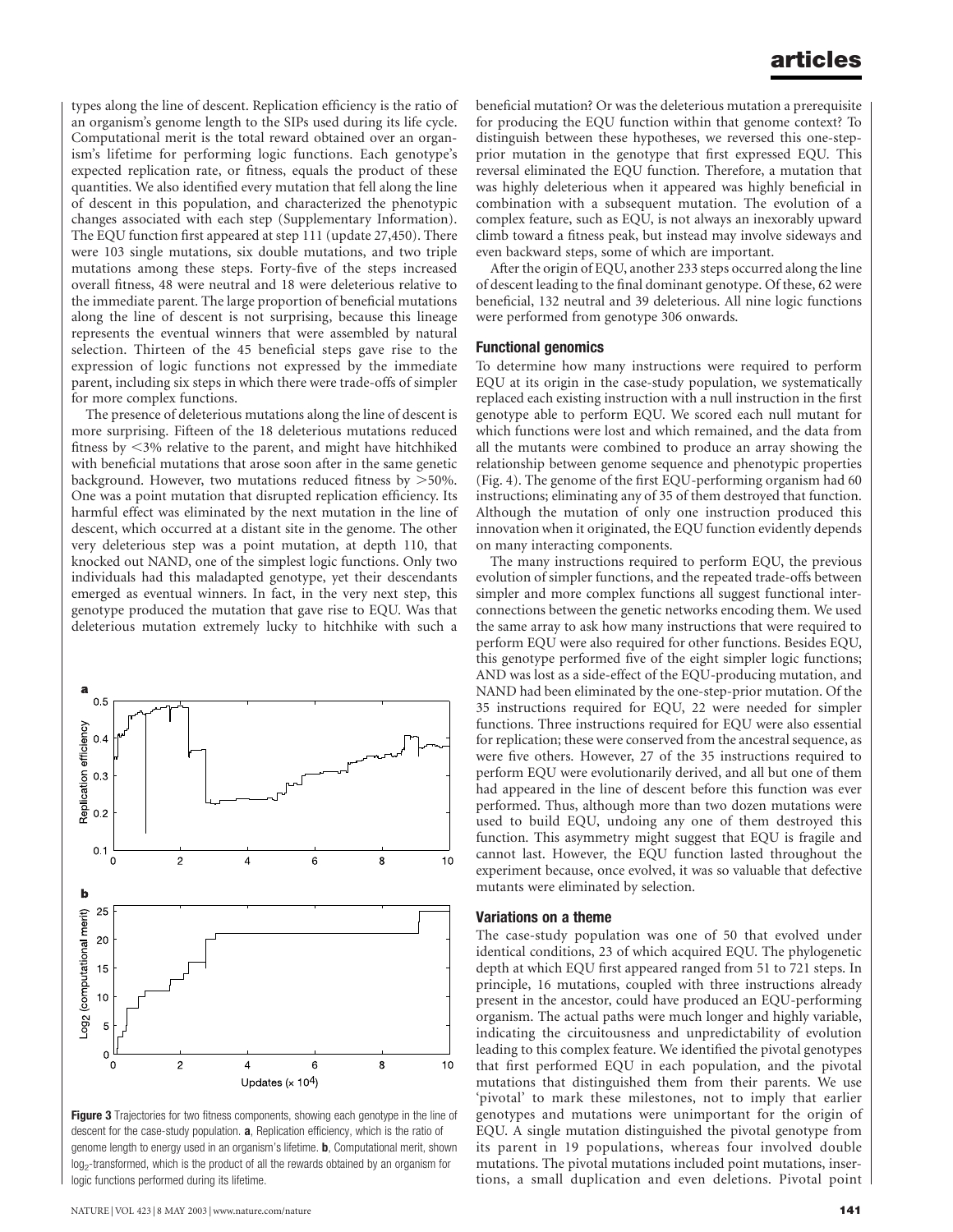types along the line of descent. Replication efficiency is the ratio of an organism's genome length to the SIPs used during its life cycle. Computational merit is the total reward obtained over an organism's lifetime for performing logic functions. Each genotype's expected replication rate, or fitness, equals the product of these quantities. We also identified every mutation that fell along the line of descent in this population, and characterized the phenotypic changes associated with each step (Supplementary Information). The EQU function first appeared at step 111 (update 27,450). There were 103 single mutations, six double mutations, and two triple mutations among these steps. Forty-five of the steps increased overall fitness, 48 were neutral and 18 were deleterious relative to the immediate parent. The large proportion of beneficial mutations along the line of descent is not surprising, because this lineage represents the eventual winners that were assembled by natural selection. Thirteen of the 45 beneficial steps gave rise to the expression of logic functions not expressed by the immediate parent, including six steps in which there were trade-offs of simpler for more complex functions.

The presence of deleterious mutations along the line of descent is more surprising. Fifteen of the 18 deleterious mutations reduced fitness by <3% relative to the parent, and might have hitchhiked with beneficial mutations that arose soon after in the same genetic background. However, two mutations reduced fitness by >50%. One was a point mutation that disrupted replication efficiency. Its harmful effect was eliminated by the next mutation in the line of descent, which occurred at a distant site in the genome. The other very deleterious step was a point mutation, at depth 110, that knocked out NAND, one of the simplest logic functions. Only two individuals had this maladapted genotype, yet their descendants emerged as eventual winners. In fact, in the very next step, this genotype produced the mutation that gave rise to EQU. Was that deleterious mutation extremely lucky to hitchhike with such a beneficial mutation? Or was the deleterious mutation a prerequisite for producing the EQU function within that genome context? To distinguish between these hypotheses, we reversed this one-step-prior mutation in the genotype that first expressed EQU. This reversal eliminated the EQU function. Therefore, a mutation that was highly deleterious when it appeared was highly beneficial in combination with a subsequent mutation. The evolution of a complex feature, such as EQU, is not always an inexorably upward climb toward a fitness peak, but instead may involve sideways and even backward steps, some of which are important.

After the origin of EQU, another 233 steps occurred along the line of descent leading to the final dominant genotype. Of these, 62 were beneficial, 132 neutral and 39 deleterious. All nine logic functions were performed from genotype 306 onwards.

**Figure 3** Trajectories for two fitness components, showing each genotype in the line of descent for the case-study population. **a**, Replication efficiency, which is the ratio of genome length to energy used in an organism's lifetime. **b**, Computational merit, shown $\log_2$-transformed, which is the product of all the rewards obtained by an organism for logic functions performed during its lifetime.

### Functional genomics

To determine how many instructions were required to perform EQU at its origin in the case-study population, we systematically replaced each existing instruction with a null instruction in the first genotype able to perform EQU. We scored each null mutant for which functions were lost and which remained, and the data from all the mutants were combined to produce an array showing the relationship between genome sequence and phenotypic properties (Fig. 4). The genome of the first EQU-performing organism had 60 instructions; eliminating any of 35 of them destroyed that function. Although the mutation of only one instruction produced this innovation when it originated, the EQU function evidently depends on many interacting components.

The many instructions required to perform EQU, the previous evolution of simpler functions, and the repeated trade-offs between simpler and more complex functions all suggest functional interconnections between the genetic networks encoding them. We used the same array to ask how many instructions that were required to perform EQU were also required for other functions. Besides EQU, this genotype performed five of the eight simpler logic functions; AND was lost as a side-effect of the EQU-producing mutation, and NAND had been eliminated by the one-step-prior mutation. Of the 35 instructions required for EQU, 22 were needed for simpler functions. Three instructions required for EQU were also essential for replication; these were conserved from the ancestral sequence, as were five others. However, 27 of the 35 instructions required to perform EQU were evolutionarily derived, and all but one of them had appeared in the line of descent before this function was ever performed. Thus, although more than two dozen mutations were used to build EQU, undoing any one of them destroyed this function. This asymmetry might suggest that EQU is fragile and cannot last. However, the EQU function lasted throughout the experiment because, once evolved, it was so valuable that defective mutants were eliminated by selection.

### Variations on a theme

The case-study population was one of 50 that evolved under identical conditions, 23 of which acquired EQU. The phylogenetic depth at which EQU first appeared ranged from 51 to 721 steps. In principle, 16 mutations, coupled with three instructions already present in the ancestor, could have produced an EQU-performing organism. The actual paths were much longer and highly variable, indicating the circuitousness and unpredictability of evolution leading to this complex feature. We identified the pivotal genotypes that first performed EQU in each population, and the pivotal mutations that distinguished them from their parents. We use 'pivotal' to mark these milestones, not to imply that earlier genotypes and mutations were unimportant for the origin of EQU. A single mutation distinguished the pivotal genotype from its parent in 19 populations, whereas four involved double mutations. The pivotal mutations included point mutations, insertions, a small duplication and even deletions. Pivotal point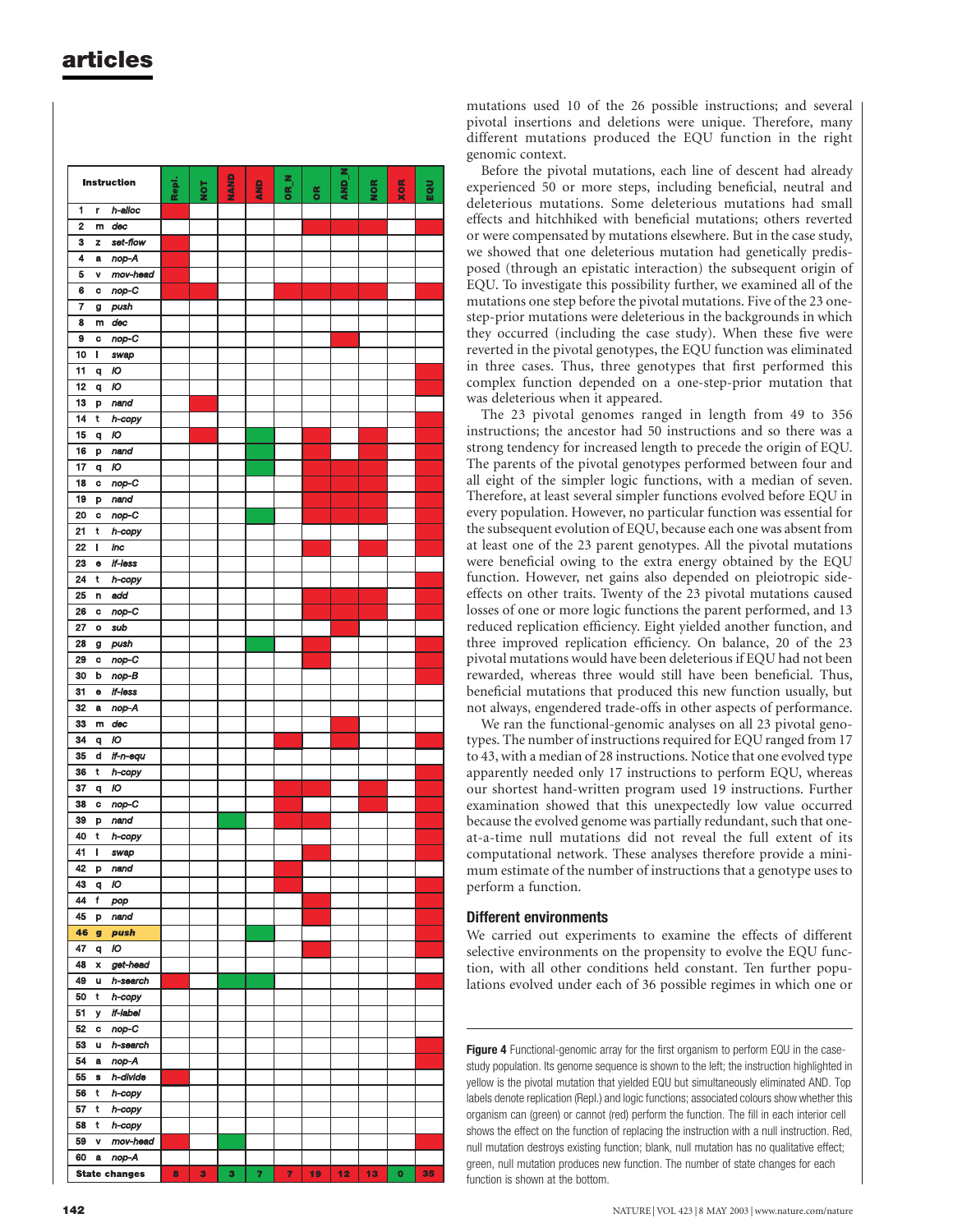| Instruction | | | Repl. | NOT | NAND | AND | OR_N | OR | AND_N | NOR | XOR | EQU |
|---|---|---|---|---|---|---|---|---|---|---|---|---|
| 1 | r | *h-alloc* | red | | | | | | | | | |
| 2 | m | *dec* | | | | | | red | red | red | | red |
| 3 | z | *set-flow* | red | | | | | | | | | |
| 4 | a | *nop-A* | red | | | | | | | | | |
| 5 | v | *mov-head* | red | | | | | | | | | |
| 6 | c | *nop-C* | red | red | | | red | red | red | red | | red |
| 7 | g | *push* | | | | | | | | | | |
| 8 | m | *dec* | | | | | | | | | | |
| 9 | c | *nop-C* | | | | | | | red | | | |
| 10 | l | *swap* | | | | | | | | | | |
| 11 | q | *IO* | | | | | | | | | | red |
| 12 | q | *IO* | | | | | | | | | | red |
| 13 | p | *nand* | | red | | | | | | | | |
| 14 | t | *h-copy* | | | | | | | | | | red |
| 15 | q | *IO* | | red | | green | | red | | red | | red |
| 16 | p | *nand* | | | | green | | red | | red | | red |
| 17 | q | *IO* | | | | green | | red | red | red | | red |
| 18 | c | *nop-C* | | | | | | red | red | red | | red |
| 19 | p | *nand* | | | | | | red | red | red | | red |
| 20 | c | *nop-C* | | | | green | | red | red | red | | red |
| 21 | t | *h-copy* | | | | | | | | | | red |
| 22 | l | *inc* | | | | | | red | | red | | red |
| 23 | e | *if-less* | | | | | | | | | | red |
| 24 | t | *h-copy* | | | | | | | | | | red |
| 25 | n | *add* | | | | | | red | red | red | | red |
| 26 | c | *nop-C* | | | | | | red | red | red | | red |
| 27 | o | *sub* | | | | | | | red | | | |
| 28 | g | *push* | | | | green | | red | | | | red |
| 29 | c | *nop-C* | | | | | | red | | | | red |
| 30 | b | *nop-B* | | | | | | | | | | red |
| 31 | e | *if-less* | | | | | | | | | | |
| 32 | a | *nop-A* | | | | | | | | | | |
| 33 | m | *dec* | | | | | | | red | | | |
| 34 | q | *IO* | | | | | red | | red | | | red |
| 35 | d | *if-n-equ* | | | | | | | | | | |
| 36 | t | *h-copy* | | | | | | | | | | red |
| 37 | q | *IO* | | | | | red | red | | red | | red |
| 38 | c | *nop-C* | | | | | red | | | red | | red |
| 39 | p | *nand* | | | green | | red | red | | | | red |
| 40 | t | *h-copy* | | | | | | | | | | red |
| 41 | l | *swap* | | | | | | red | | | | red |
| 42 | p | *nand* | | | | | red | | | | | |
| 43 | q | *IO* | | | | | red | | | | | red |
| 44 | f | *pop* | | | | | | red | | | | red |
| 45 | p | *nand* | | | | | | red | | | | red |
| **46** | **g** | ***push*** | | | | green | | | | | | red |
| 47 | q | *IO* | | | | | | red | | | | red |
| 48 | x | *get-head* | | | | | | | | | | red |
| 49 | u | *h-search* | red | | green | green | | | | | | red |
| 50 | t | *h-copy* | | | | | | | | | | |
| 51 | y | *if-label* | | | | | | | | | | |
| 52 | c | *nop-C* | | | | | | | | | | |
| 53 | u | *h-search* | | | | | | | | | | red |
| 54 | a | *nop-A* | | | | | | | | | | red |
| 55 | s | *h-divide* | red | | | | | | | | | |
| 56 | t | *h-copy* | | | | | | | | | | |
| 57 | t | *h-copy* | | | | | | | | | | |
| 58 | t | *h-copy* | | | | | | | | | | |
| 59 | v | *mov-head* | red | | green | | | | | | | red |
| 60 | a | *nop-A* | | | | | | | | | | |
| **State changes** | | | 8 | 3 | 3 | 7 | 7 | 19 | 12 | 13 | 0 | 35 |

**Figure 4** Functional-genomic array for the first organism to perform EQU in the case-study population. Its genome sequence is shown to the left; the instruction highlighted in yellow is the pivotal mutation that yielded EQU but simultaneously eliminated AND. Top labels denote replication (Repl.) and logic functions; associated colours show whether this organism can (green) or cannot (red) perform the function. The fill in each interior cell shows the effect on the function of replacing the instruction with a null instruction. Red, null mutation destroys existing function; blank, null mutation has no qualitative effect; green, null mutation produces new function. The number of state changes for each function is shown at the bottom.

mutations used 10 of the 26 possible instructions; and several pivotal insertions and deletions were unique. Therefore, many different mutations produced the EQU function in the right genomic context.

Before the pivotal mutations, each line of descent had already experienced 50 or more steps, including beneficial, neutral and deleterious mutations. Some deleterious mutations had small effects and hitchhiked with beneficial mutations; others reverted or were compensated by mutations elsewhere. But in the case study, we showed that one deleterious mutation had genetically predisposed (through an epistatic interaction) the subsequent origin of EQU. To investigate this possibility further, we examined all of the mutations one step before the pivotal mutations. Five of the 23 one-step-prior mutations were deleterious in the backgrounds in which they occurred (including the case study). When these five were reverted in the pivotal genotypes, the EQU function was eliminated in three cases. Thus, three genotypes that first performed this complex function depended on a one-step-prior mutation that was deleterious when it appeared.

The 23 pivotal genomes ranged in length from 49 to 356 instructions; the ancestor had 50 instructions and so there was a strong tendency for increased length to precede the origin of EQU. The parents of the pivotal genotypes performed between four and all eight of the simpler logic functions, with a median of seven. Therefore, at least several simpler functions evolved before EQU in every population. However, no particular function was essential for the subsequent evolution of EQU, because each one was absent from at least one of the 23 parent genotypes. All the pivotal mutations were beneficial owing to the extra energy obtained by the EQU function. However, net gains also depended on pleiotropic side-effects on other traits. Twenty of the 23 pivotal mutations caused losses of one or more logic functions the parent performed, and 13 reduced replication efficiency. Eight yielded another function, and three improved replication efficiency. On balance, 20 of the 23 pivotal mutations would have been deleterious if EQU had not been rewarded, whereas three would still have been beneficial. Thus, beneficial mutations that produced this new function usually, but not always, engendered trade-offs in other aspects of performance.

We ran the functional-genomic analyses on all 23 pivotal genotypes. The number of instructions required for EQU ranged from 17 to 43, with a median of 28 instructions. Notice that one evolved type apparently needed only 17 instructions to perform EQU, whereas our shortest hand-written program used 19 instructions. Further examination showed that this unexpectedly low value occurred because the evolved genome was partially redundant, such that one-at-a-time null mutations did not reveal the full extent of its computational network. These analyses therefore provide a minimum estimate of the number of instructions that a genotype uses to perform a function.

## Different environments

We carried out experiments to examine the effects of different selective environments on the propensity to evolve the EQU function, with all other conditions held constant. Ten further populations evolved under each of 36 possible regimes in which one or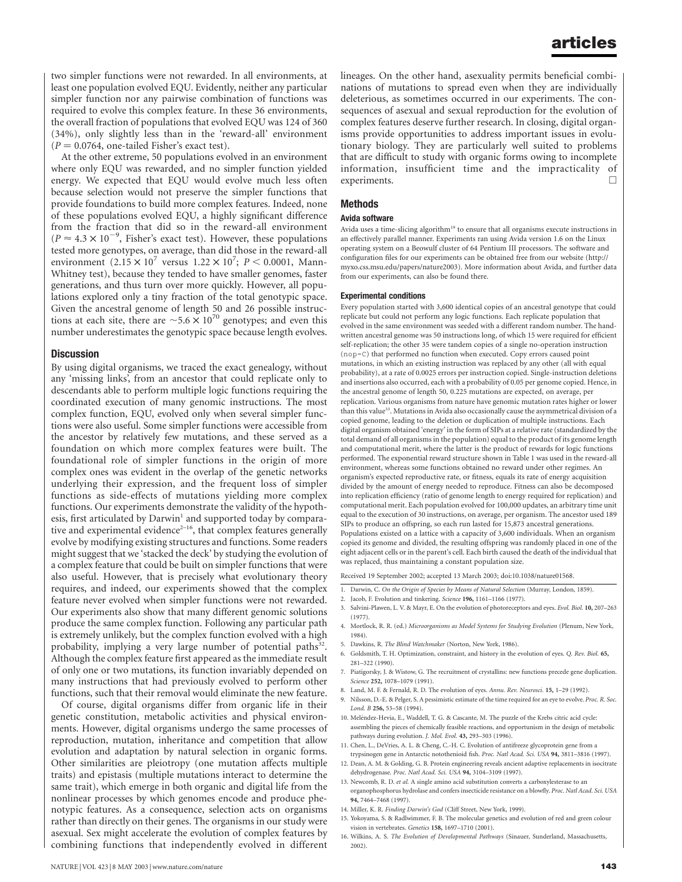two simpler functions were not rewarded. In all environments, at least one population evolved EQU. Evidently, neither any particular simpler function nor any pairwise combination of functions was required to evolve this complex feature. In these 36 environments, the overall fraction of populations that evolved EQU was 124 of 360 (34%), only slightly less than in the 'reward-all' environment ($P = 0.0764$, one-tailed Fisher's exact test).

At the other extreme, 50 populations evolved in an environment where only EQU was rewarded, and no simpler function yielded energy. We expected that EQU would evolve much less often because selection would not preserve the simpler functions that provide foundations to build more complex features. Indeed, none of these populations evolved EQU, a highly significant difference from the fraction that did so in the reward-all environment ($P \approx 4.3 \times 10^{-9}$, Fisher's exact test). However, these populations tested more genotypes, on average, than did those in the reward-all environment ($2.15 \times 10^{7}$ versus $1.22 \times 10^{7}$; $P < 0.0001$, Mann-Whitney test), because they tended to have smaller genomes, faster generations, and thus turn over more quickly. However, all populations explored only a tiny fraction of the total genotypic space. Given the ancestral genome of length 50 and 26 possible instructions at each site, there are $\sim 5.6 \times 10^{70}$ genotypes; and even this number underestimates the genotypic space because length evolves.

## Discussion

By using digital organisms, we traced the exact genealogy, without any 'missing links', from an ancestor that could replicate only to descendants able to perform multiple logic functions requiring the coordinated execution of many genomic instructions. The most complex function, EQU, evolved only when several simpler functions were also useful. Some simpler functions were accessible from the ancestor by relatively few mutations, and these served as a foundation on which more complex features were built. The foundational role of simpler functions in the origin of more complex ones was evident in the overlap of the genetic networks underlying their expression, and the frequent loss of simpler functions as side-effects of mutations yielding more complex functions. Our experiments demonstrate the validity of the hypothesis, first articulated by Darwin[1] and supported today by comparative and experimental evidence[2–16], that complex features generally evolve by modifying existing structures and functions. Some readers might suggest that we 'stacked the deck' by studying the evolution of a complex feature that could be built on simpler functions that were also useful. However, that is precisely what evolutionary theory requires, and indeed, our experiments showed that the complex feature never evolved when simpler functions were not rewarded. Our experiments also show that many different genomic solutions produce the same complex function. Following any particular path is extremely unlikely, but the complex function evolved with a high probability, implying a very large number of potential paths[32]. Although the complex feature first appeared as the immediate result of only one or two mutations, its function invariably depended on many instructions that had previously evolved to perform other functions, such that their removal would eliminate the new feature.

Of course, digital organisms differ from organic life in their genetic constitution, metabolic activities and physical environments. However, digital organisms undergo the same processes of reproduction, mutation, inheritance and competition that allow evolution and adaptation by natural selection in organic forms. Other similarities are pleiotropy (one mutation affects multiple traits) and epistasis (multiple mutations interact to determine the same trait), which emerge in both organic and digital life from the nonlinear processes by which genomes encode and produce phenotypic features. As a consequence, selection acts on organisms rather than directly on their genes. The organisms in our study were asexual. Sex might accelerate the evolution of complex features by combining functions that independently evolved in different lineages. On the other hand, asexuality permits beneficial combinations of mutations to spread even when they are individually deleterious, as sometimes occurred in our experiments. The consequences of asexual and sexual reproduction for the evolution of complex features deserve further research. In closing, digital organisms provide opportunities to address important issues in evolutionary biology. They are particularly well suited to problems that are difficult to study with organic forms owing to incomplete information, insufficient time and the impracticality of experiments. □

## Methods

### Avida software

Avida uses a time-slicing algorithm[19] to ensure that all organisms execute instructions in an effectively parallel manner. Experiments ran using Avida version 1.6 on the Linux operating system on a Beowulf cluster of 64 Pentium III processors. The software and configuration files for our experiments can be obtained free from our website (http://myxo.css.msu.edu/papers/nature2003). More information about Avida, and further data from our experiments, can also be found there.

### Experimental conditions

Every population started with 3,600 identical copies of an ancestral genotype that could replicate but could not perform any logic functions. Each replicate population that evolved in the same environment was seeded with a different random number. The handwritten ancestral genome was 50 instructions long, of which 15 were required for efficient self-replication; the other 35 were tandem copies of a single no-operation instruction (nop-C) that performed no function when executed. Copy errors caused point mutations, in which an existing instruction was replaced by any other (all with equal probability), at a rate of 0.0025 errors per instruction copied. Single-instruction deletions and insertions also occurred, each with a probability of 0.05 per genome copied. Hence, in the ancestral genome of length 50, 0.225 mutations are expected, on average, per replication. Various organisms from nature have genomic mutation rates higher or lower than this value[33]. Mutations in Avida also occasionally cause the asymmetrical division of a copied genome, leading to the deletion or duplication of multiple instructions. Each digital organism obtained 'energy' in the form of SIPs at a relative rate (standardized by the total demand of all organisms in the population) equal to the product of its genome length and computational merit, where the latter is the product of rewards for logic functions performed. The exponential reward structure shown in Table 1 was used in the reward-all environment, whereas some functions obtained no reward under other regimes. An organism's expected reproductive rate, or fitness, equals its rate of energy acquisition divided by the amount of energy needed to reproduce. Fitness can also be decomposed into replication efficiency (ratio of genome length to energy required for replication) and computational merit. Each population evolved for 100,000 updates, an arbitrary time unit equal to the execution of 30 instructions, on average, per organism. The ancestor used 189 SIPs to produce an offspring, so each run lasted for 15,873 ancestral generations. Populations existed on a lattice with a capacity of 3,600 individuals. When an organism copied its genome and divided, the resulting offspring was randomly placed in one of the eight adjacent cells or in the parent's cell. Each birth caused the death of the individual that was replaced, thus maintaining a constant population size.

Received 19 September 2002; accepted 13 March 2003; doi:10.1038/nature01568.

1. Darwin, C. *On the Origin of Species by Means of Natural Selection* (Murray, London, 1859).
2. Jacob, F. Evolution and tinkering. *Science* **196,** 1161–1166 (1977).
3. Salvini-Plawen, L. V. & Mayr, E. On the evolution of photoreceptors and eyes. *Evol. Biol.* **10,** 207–263 (1977).
4. Mortlock, R. R. (ed.) *Microorganisms as Model Systems for Studying Evolution* (Plenum, New York, 1984).
5. Dawkins, R. *The Blind Watchmaker* (Norton, New York, 1986).
6. Goldsmith, T. H. Optimization, constraint, and history in the evolution of eyes. *Q. Rev. Biol.* **65,** 281–322 (1990).
7. Piatigorsky, J. & Wistow, G. The recruitment of crystallins: new functions precede gene duplication. *Science* **252,** 1078–1079 (1991).
8. Land, M. F. & Fernald, R. D. The evolution of eyes. *Annu. Rev. Neurosci.* **15,** 1–29 (1992).
9. Nilsson, D.-E. & Pelger, S. A pessimistic estimate of the time required for an eye to evolve. *Proc. R. Soc. Lond. B* **256,** 53–58 (1994).
10. Meléndez-Hevia, E., Waddell, T. G. & Cascante, M. The puzzle of the Krebs citric acid cycle: assembling the pieces of chemically feasible reactions, and opportunism in the design of metabolic pathways during evolution. *J. Mol. Evol.* **43,** 293–303 (1996).
11. Chen, L., DeVries, A. L. & Cheng, C.-H. C. Evolution of antifreeze glycoprotein gene from a trypsinogen gene in Antarctic notothenioid fish. *Proc. Natl Acad. Sci. USA* **94,** 3811–3816 (1997).
12. Dean, A. M. & Golding, G. B. Protein engineering reveals ancient adaptive replacements in isocitrate dehydrogenase. *Proc. Natl Acad. Sci. USA* **94,** 3104–3109 (1997).
13. Newcomb, R. D. *et al.* A single amino acid substitution converts a carboxylesterase to an organophosphorus hydrolase and confers insecticide resistance on a blowfly. *Proc. Natl Acad. Sci. USA* **94,** 7464–7468 (1997).
14. Miller, K. R. *Finding Darwin's God* (Cliff Street, New York, 1999).
15. Yokoyama, S. & Radlwimmer, F. B. The molecular genetics and evolution of red and green colour vision in vertebrates. *Genetics* **158,** 1697–1710 (2001).
16. Wilkins, A. S. *The Evolution of Developmental Pathways* (Sinauer, Sunderland, Massachusetts, 2002).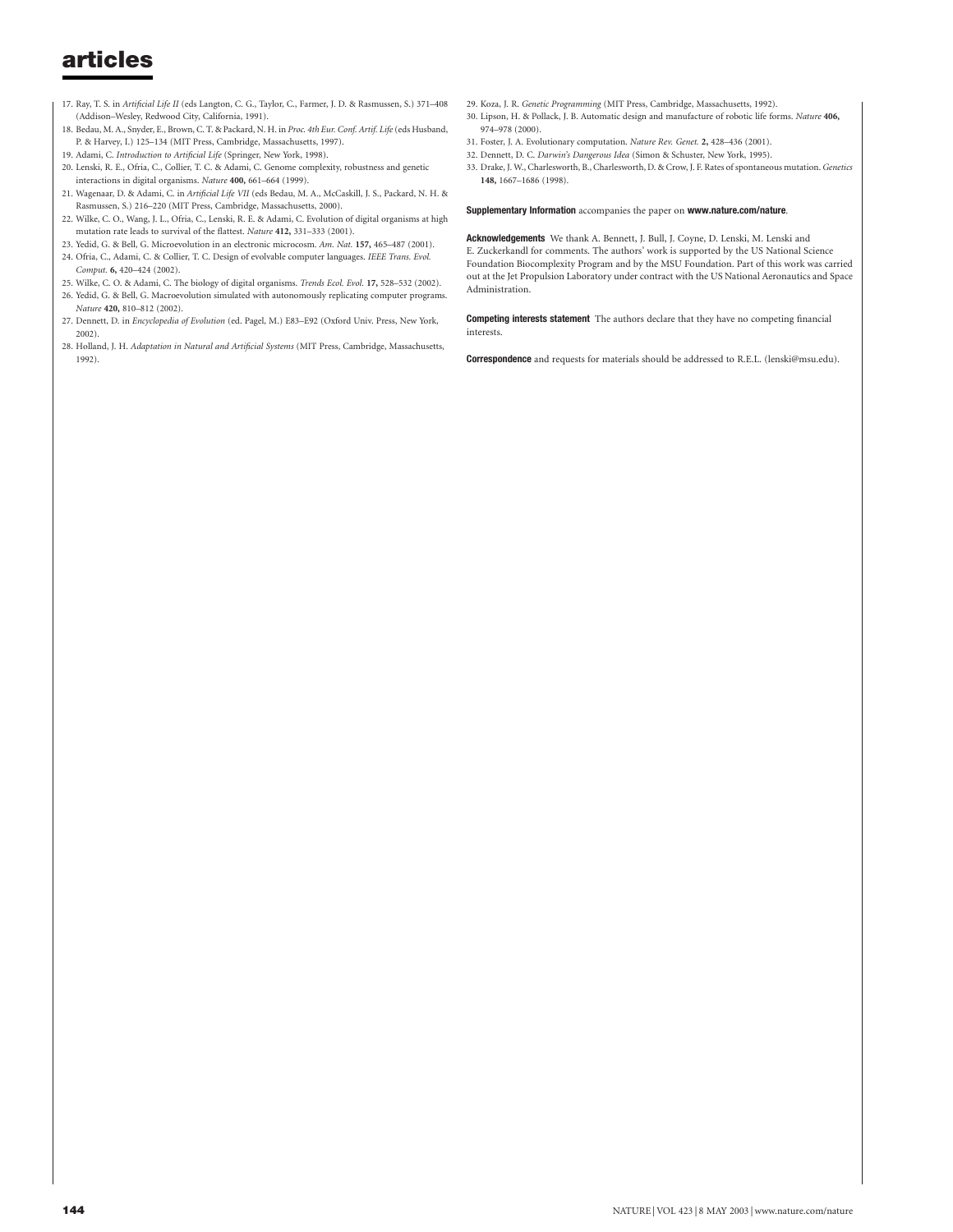17. Ray, T. S. in *Artificial Life II* (eds Langton, C. G., Taylor, C., Farmer, J. D. & Rasmussen, S.) 371–408 (Addison–Wesley, Redwood City, California, 1991).
18. Bedau, M. A., Snyder, E., Brown, C. T. & Packard, N. H. in *Proc. 4th Eur. Conf. Artif. Life* (eds Husband, P. & Harvey, I.) 125–134 (MIT Press, Cambridge, Massachusetts, 1997).
19. Adami, C. *Introduction to Artificial Life* (Springer, New York, 1998).
20. Lenski, R. E., Ofria, C., Collier, T. C. & Adami, C. Genome complexity, robustness and genetic interactions in digital organisms. *Nature* **400,** 661–664 (1999).
21. Wagenaar, D. & Adami, C. in *Artificial Life VII* (eds Bedau, M. A., McCaskill, J. S., Packard, N. H. & Rasmussen, S.) 216–220 (MIT Press, Cambridge, Massachusetts, 2000).
22. Wilke, C. O., Wang, J. L., Ofria, C., Lenski, R. E. & Adami, C. Evolution of digital organisms at high mutation rate leads to survival of the flattest. *Nature* **412,** 331–333 (2001).
23. Yedid, G. & Bell, G. Microevolution in an electronic microcosm. *Am. Nat.* **157,** 465–487 (2001).
24. Ofria, C., Adami, C. & Collier, T. C. Design of evolvable computer languages. *IEEE Trans. Evol. Comput.* **6,** 420–424 (2002).
25. Wilke, C. O. & Adami, C. The biology of digital organisms. *Trends Ecol. Evol.* **17,** 528–532 (2002).
26. Yedid, G. & Bell, G. Macroevolution simulated with autonomously replicating computer programs. *Nature* **420,** 810–812 (2002).
27. Dennett, D. in *Encyclopedia of Evolution* (ed. Pagel, M.) E83–E92 (Oxford Univ. Press, New York, 2002).
28. Holland, J. H. *Adaptation in Natural and Artificial Systems* (MIT Press, Cambridge, Massachusetts, 1992).
29. Koza, J. R. *Genetic Programming* (MIT Press, Cambridge, Massachusetts, 1992).
30. Lipson, H. & Pollack, J. B. Automatic design and manufacture of robotic life forms. *Nature* **406,** 974–978 (2000).
31. Foster, J. A. Evolutionary computation. *Nature Rev. Genet.* **2,** 428–436 (2001).
32. Dennett, D. C. *Darwin's Dangerous Idea* (Simon & Schuster, New York, 1995).
33. Drake, J. W., Charlesworth, B., Charlesworth, D. & Crow, J. F. Rates of spontaneous mutation. *Genetics* **148,** 1667–1686 (1998).

**Supplementary Information** accompanies the paper on **www.nature.com/nature**.

**Acknowledgements** We thank A. Bennett, J. Bull, J. Coyne, D. Lenski, M. Lenski and E. Zuckerkandl for comments. The authors' work is supported by the US National Science Foundation Biocomplexity Program and by the MSU Foundation. Part of this work was carried out at the Jet Propulsion Laboratory under contract with the US National Aeronautics and Space Administration.

**Competing interests statement** The authors declare that they have no competing financial interests.

**Correspondence** and requests for materials should be addressed to R.E.L. (lenski@msu.edu).